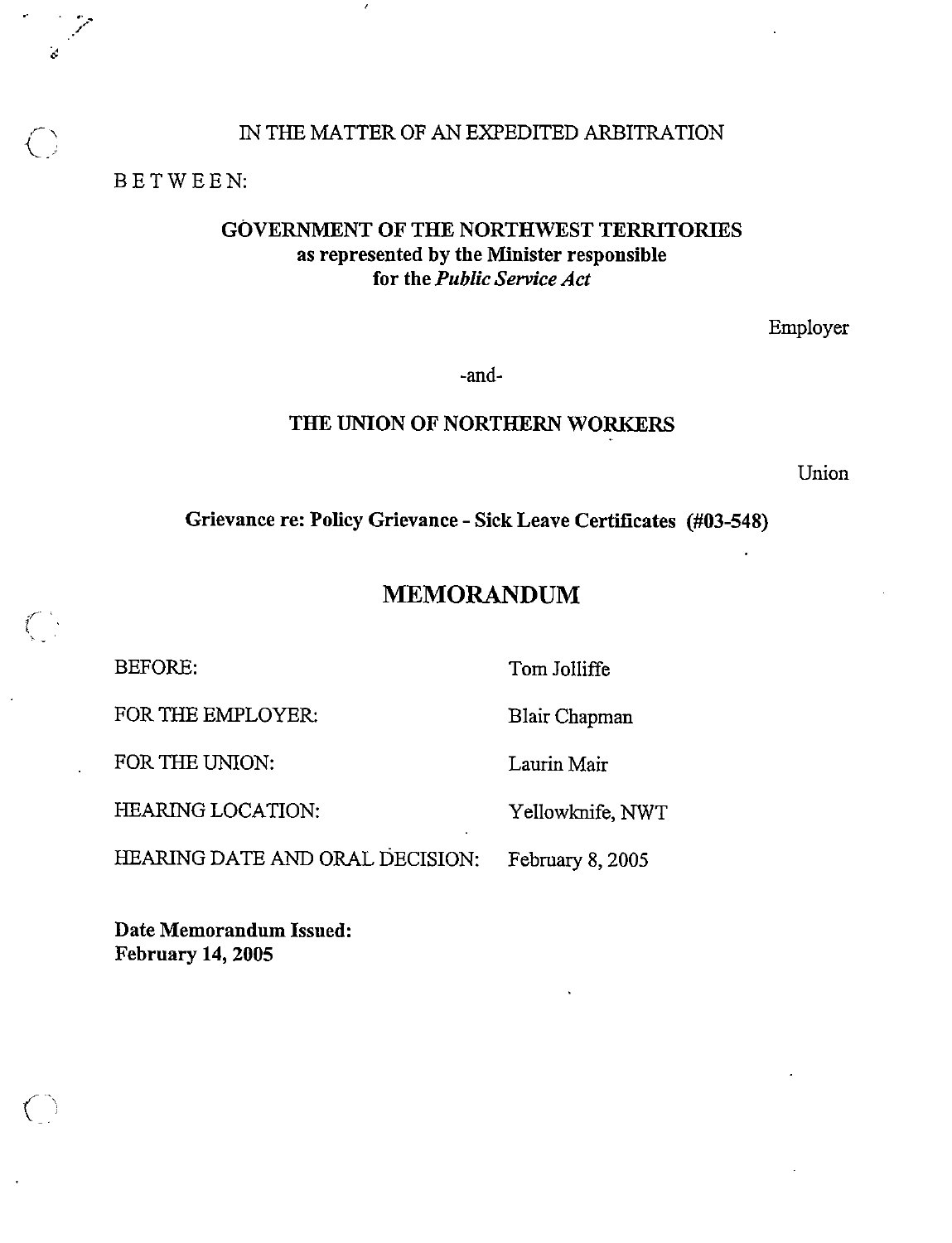IN THE MATTER OF AN EXPEDITED ARBITRATION

BETWEEN:

**GOVERNMENT OF THE NORTHWEST TERRITORIES**
**as represented by the Minister responsible**
**for the *Public Service Act***

Employer

-and-

**THE UNION OF NORTHERN WORKERS**

Union

**Grievance re: Policy Grievance - Sick Leave Certificates (#03-548)**

# MEMORANDUM

| | |
|---|---|
| BEFORE: | Tom Jolliffe |
| FOR THE EMPLOYER: | Blair Chapman |
| FOR THE UNION: | Laurin Mair |
| HEARING LOCATION: | Yellowknife, NWT |
| HEARING DATE AND ORAL DECISION: | February 8, 2005 |

**Date Memorandum Issued:**
**February 14, 2005**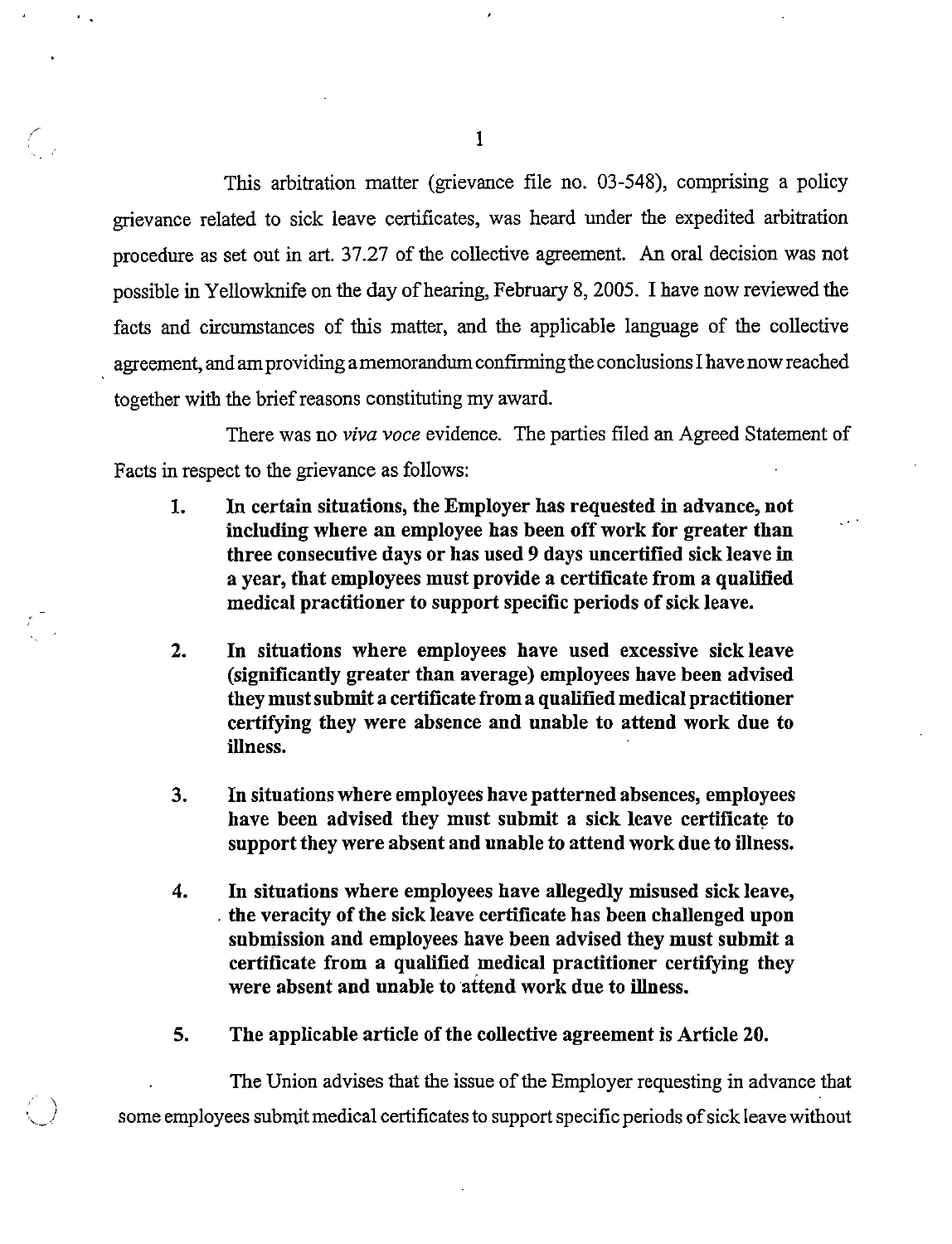This arbitration matter (grievance file no. 03-548), comprising a policy grievance related to sick leave certificates, was heard under the expedited arbitration procedure as set out in art. 37.27 of the collective agreement. An oral decision was not possible in Yellowknife on the day of hearing, February 8, 2005. I have now reviewed the facts and circumstances of this matter, and the applicable language of the collective agreement, and am providing a memorandum confirming the conclusions I have now reached together with the brief reasons constituting my award.

There was no *viva voce* evidence. The parties filed an Agreed Statement of Facts in respect to the grievance as follows:

1. **In certain situations, the Employer has requested in advance, not including where an employee has been off work for greater than three consecutive days or has used 9 days uncertified sick leave in a year, that employees must provide a certificate from a qualified medical practitioner to support specific periods of sick leave.**

2. **In situations where employees have used excessive sick leave (significantly greater than average) employees have been advised they must submit a certificate from a qualified medical practitioner certifying they were absence and unable to attend work due to illness.**

3. **In situations where employees have patterned absences, employees have been advised they must submit a sick leave certificate to support they were absent and unable to attend work due to illness.**

4. **In situations where employees have allegedly misused sick leave, the veracity of the sick leave certificate has been challenged upon submission and employees have been advised they must submit a certificate from a qualified medical practitioner certifying they were absent and unable to attend work due to illness.**

5. **The applicable article of the collective agreement is Article 20.**

The Union advises that the issue of the Employer requesting in advance that some employees submit medical certificates to support specific periods of sick leave without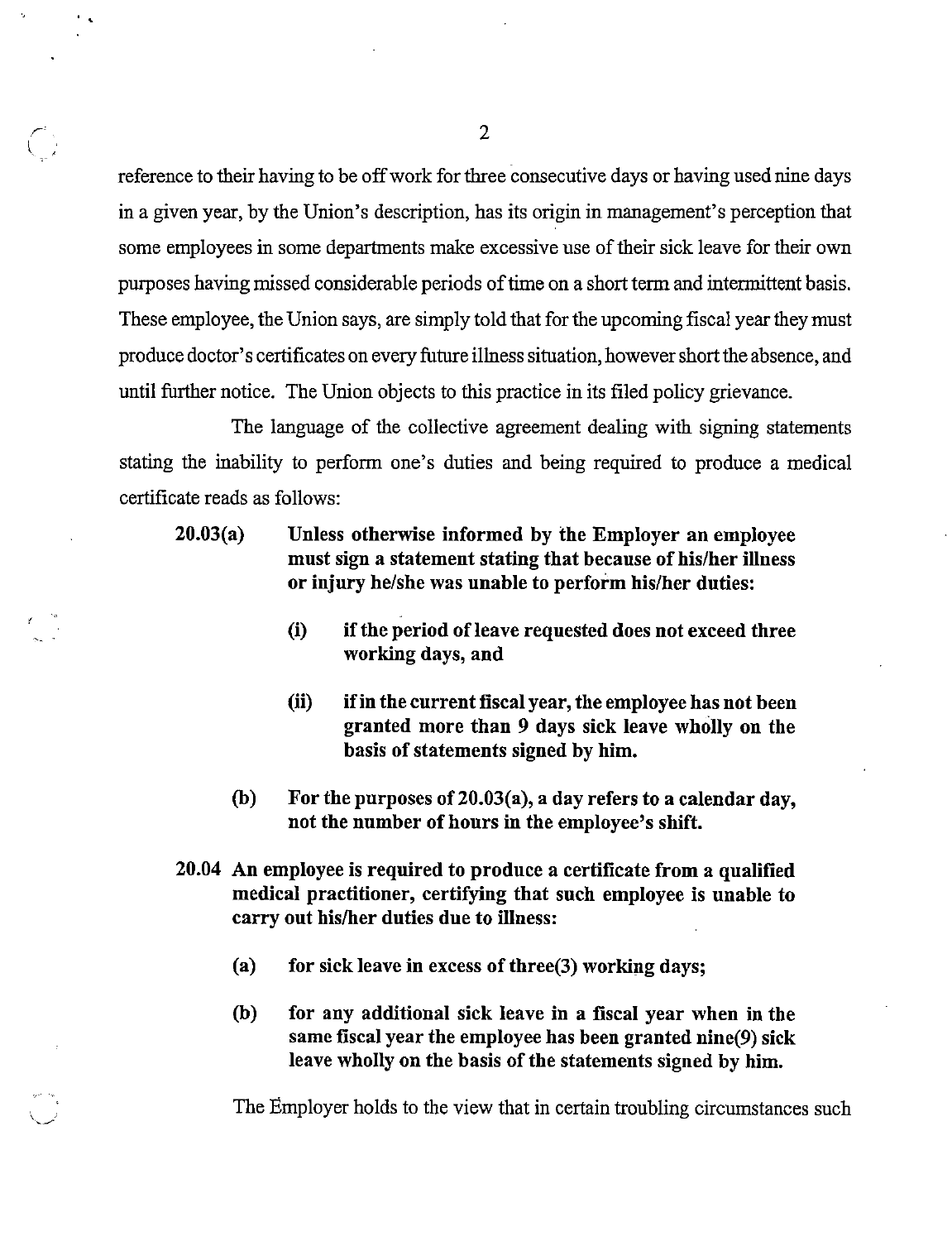reference to their having to be off work for three consecutive days or having used nine days in a given year, by the Union's description, has its origin in management's perception that some employees in some departments make excessive use of their sick leave for their own purposes having missed considerable periods of time on a short term and intermittent basis. These employee, the Union says, are simply told that for the upcoming fiscal year they must produce doctor's certificates on every future illness situation, however short the absence, and until further notice. The Union objects to this practice in its filed policy grievance.

The language of the collective agreement dealing with signing statements stating the inability to perform one's duties and being required to produce a medical certificate reads as follows:

> **20.03(a) Unless otherwise informed by the Employer an employee must sign a statement stating that because of his/her illness or injury he/she was unable to perform his/her duties:**
>
> **(i) if the period of leave requested does not exceed three working days, and**
>
> **(ii) if in the current fiscal year, the employee has not been granted more than 9 days sick leave wholly on the basis of statements signed by him.**
>
> **(b) For the purposes of 20.03(a), a day refers to a calendar day, not the number of hours in the employee's shift.**
>
> **20.04 An employee is required to produce a certificate from a qualified medical practitioner, certifying that such employee is unable to carry out his/her duties due to illness:**
>
> **(a) for sick leave in excess of three(3) working days;**
>
> **(b) for any additional sick leave in a fiscal year when in the same fiscal year the employee has been granted nine(9) sick leave wholly on the basis of the statements signed by him.**

The Employer holds to the view that in certain troubling circumstances such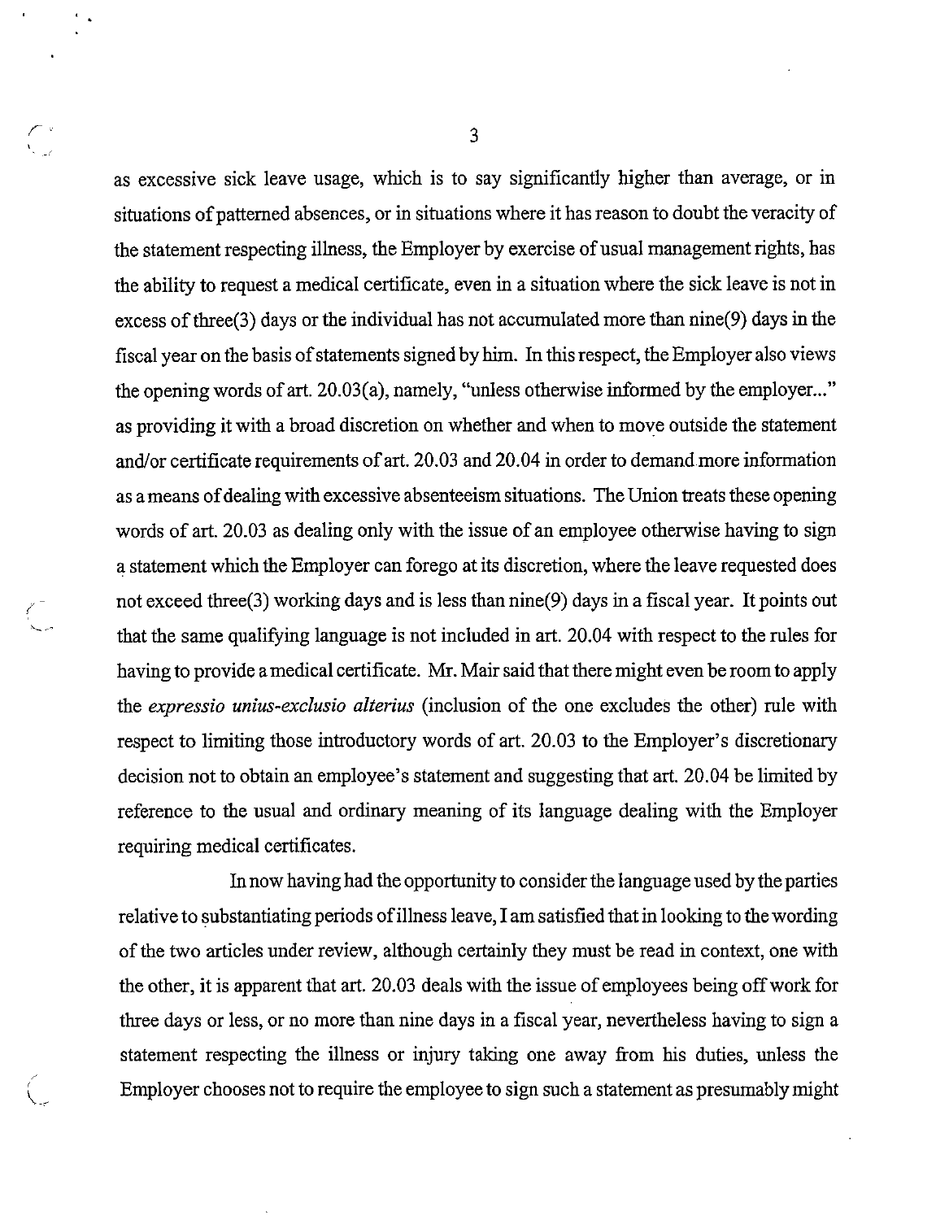as excessive sick leave usage, which is to say significantly higher than average, or in situations of patterned absences, or in situations where it has reason to doubt the veracity of the statement respecting illness, the Employer by exercise of usual management rights, has the ability to request a medical certificate, even in a situation where the sick leave is not in excess of three(3) days or the individual has not accumulated more than nine(9) days in the fiscal year on the basis of statements signed by him. In this respect, the Employer also views the opening words of art. 20.03(a), namely, "unless otherwise informed by the employer..." as providing it with a broad discretion on whether and when to move outside the statement and/or certificate requirements of art. 20.03 and 20.04 in order to demand more information as a means of dealing with excessive absenteeism situations. The Union treats these opening words of art. 20.03 as dealing only with the issue of an employee otherwise having to sign a statement which the Employer can forego at its discretion, where the leave requested does not exceed three(3) working days and is less than nine(9) days in a fiscal year. It points out that the same qualifying language is not included in art. 20.04 with respect to the rules for having to provide a medical certificate. Mr. Mair said that there might even be room to apply the *expressio unius-exclusio alterius* (inclusion of the one excludes the other) rule with respect to limiting those introductory words of art. 20.03 to the Employer's discretionary decision not to obtain an employee's statement and suggesting that art. 20.04 be limited by reference to the usual and ordinary meaning of its language dealing with the Employer requiring medical certificates.

In now having had the opportunity to consider the language used by the parties relative to substantiating periods of illness leave, I am satisfied that in looking to the wording of the two articles under review, although certainly they must be read in context, one with the other, it is apparent that art. 20.03 deals with the issue of employees being off work for three days or less, or no more than nine days in a fiscal year, nevertheless having to sign a statement respecting the illness or injury taking one away from his duties, unless the Employer chooses not to require the employee to sign such a statement as presumably might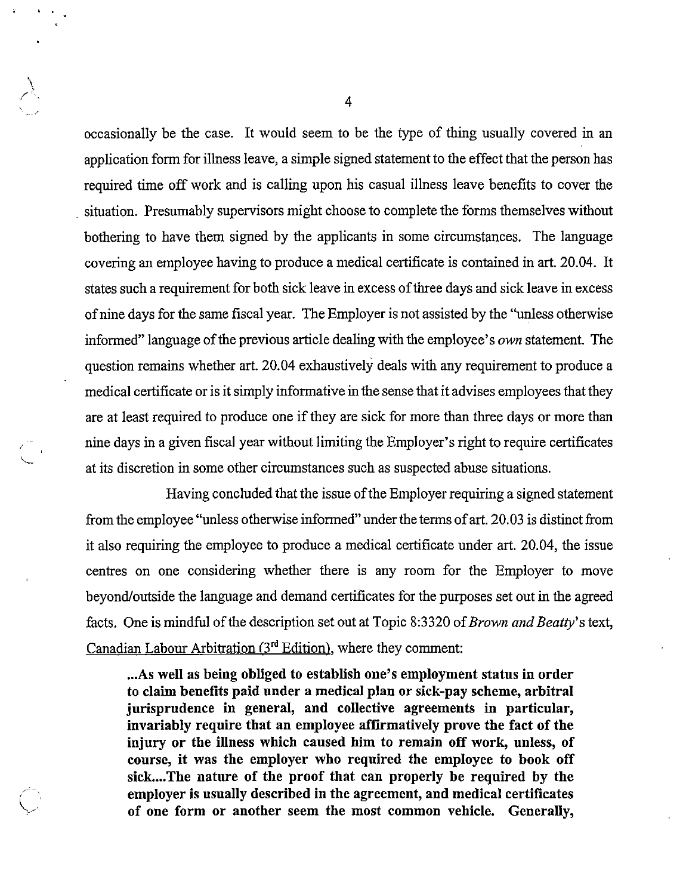occasionally be the case. It would seem to be the type of thing usually covered in an application form for illness leave, a simple signed statement to the effect that the person has required time off work and is calling upon his casual illness leave benefits to cover the situation. Presumably supervisors might choose to complete the forms themselves without bothering to have them signed by the applicants in some circumstances. The language covering an employee having to produce a medical certificate is contained in art. 20.04. It states such a requirement for both sick leave in excess of three days and sick leave in excess of nine days for the same fiscal year. The Employer is not assisted by the "unless otherwise informed" language of the previous article dealing with the employee's *own* statement. The question remains whether art. 20.04 exhaustively deals with any requirement to produce a medical certificate or is it simply informative in the sense that it advises employees that they are at least required to produce one if they are sick for more than three days or more than nine days in a given fiscal year without limiting the Employer's right to require certificates at its discretion in some other circumstances such as suspected abuse situations.

Having concluded that the issue of the Employer requiring a signed statement from the employee "unless otherwise informed" under the terms of art. 20.03 is distinct from it also requiring the employee to produce a medical certificate under art. 20.04, the issue centres on one considering whether there is any room for the Employer to move beyond/outside the language and demand certificates for the purposes set out in the agreed facts. One is mindful of the description set out at Topic 8:3320 of *Brown and Beatty*'s text, Canadian Labour Arbitration (3rd Edition), where they comment:

> **...As well as being obliged to establish one's employment status in order to claim benefits paid under a medical plan or sick-pay scheme, arbitral jurisprudence in general, and collective agreements in particular, invariably require that an employee affirmatively prove the fact of the injury or the illness which caused him to remain off work, unless, of course, it was the employer who required the employee to book off sick....The nature of the proof that can properly be required by the employer is usually described in the agreement, and medical certificates of one form or another seem the most common vehicle. Generally,**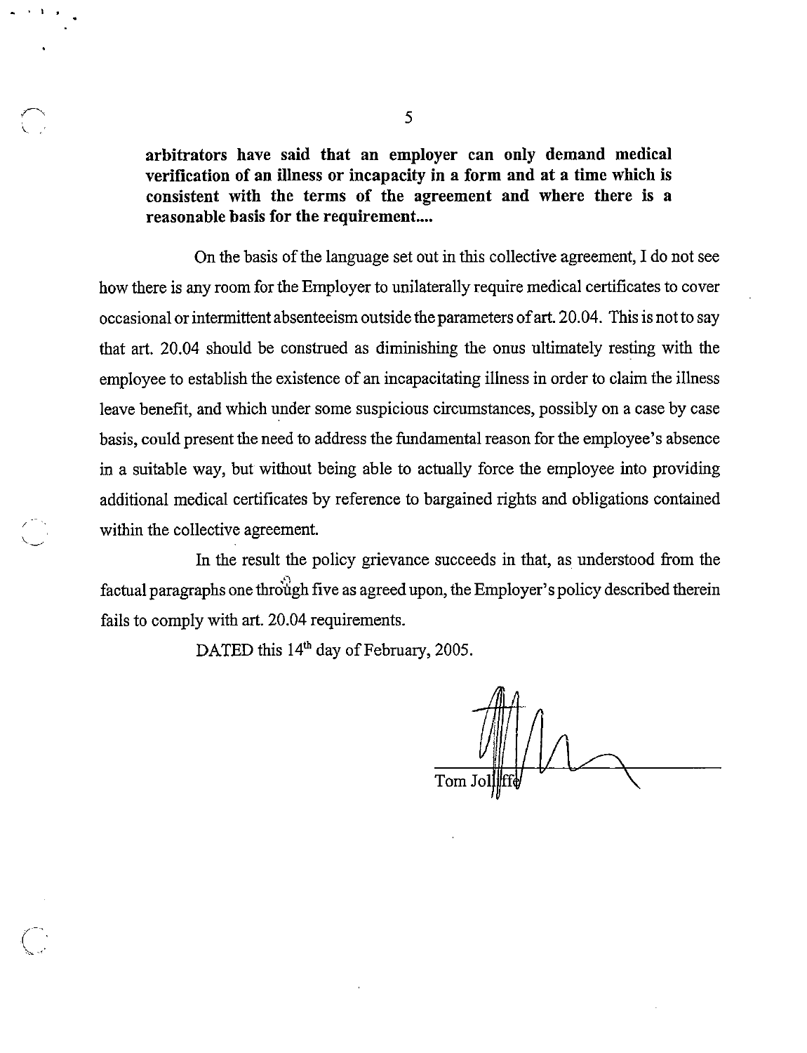**arbitrators have said that an employer can only demand medical verification of an illness or incapacity in a form and at a time which is consistent with the terms of the agreement and where there is a reasonable basis for the requirement....**

On the basis of the language set out in this collective agreement, I do not see how there is any room for the Employer to unilaterally require medical certificates to cover occasional or intermittent absenteeism outside the parameters of art. 20.04. This is not to say that art. 20.04 should be construed as diminishing the onus ultimately resting with the employee to establish the existence of an incapacitating illness in order to claim the illness leave benefit, and which under some suspicious circumstances, possibly on a case by case basis, could present the need to address the fundamental reason for the employee's absence in a suitable way, but without being able to actually force the employee into providing additional medical certificates by reference to bargained rights and obligations contained within the collective agreement.

In the result the policy grievance succeeds in that, as understood from the factual paragraphs one through five as agreed upon, the Employer's policy described therein fails to comply with art. 20.04 requirements.

DATED this 14th day of February, 2005.

Tom Jolliffe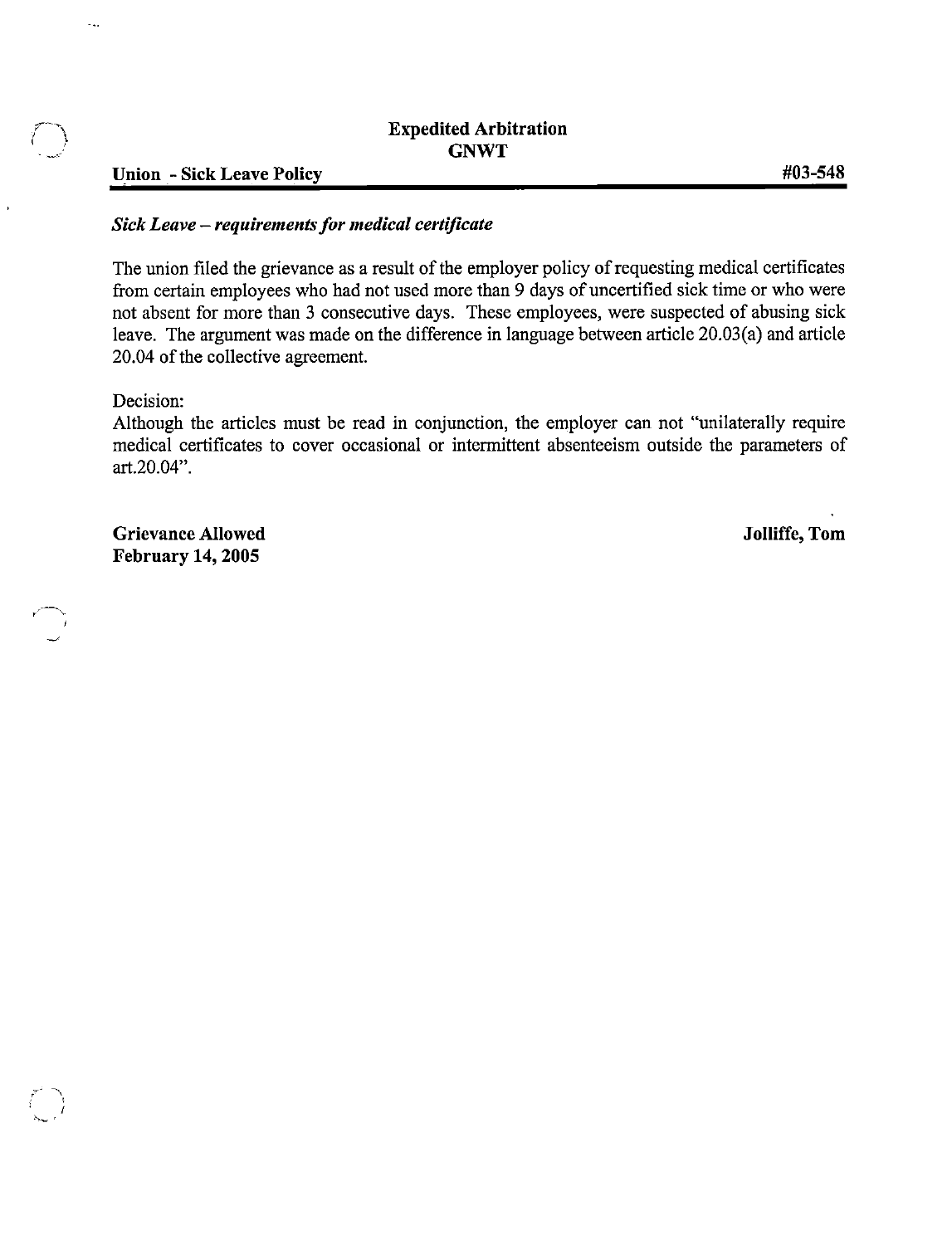**Expedited Arbitration**
**GNWT**

**Union - Sick Leave Policy** **#03-548**

***Sick Leave – requirements for medical certificate***

The union filed the grievance as a result of the employer policy of requesting medical certificates from certain employees who had not used more than 9 days of uncertified sick time or who were not absent for more than 3 consecutive days. These employees, were suspected of abusing sick leave. The argument was made on the difference in language between article 20.03(a) and article 20.04 of the collective agreement.

Decision:
Although the articles must be read in conjunction, the employer can not "unilaterally require medical certificates to cover occasional or intermittent absenteeism outside the parameters of art.20.04".

**Grievance Allowed**
**February 14, 2005**

**Jolliffe, Tom**